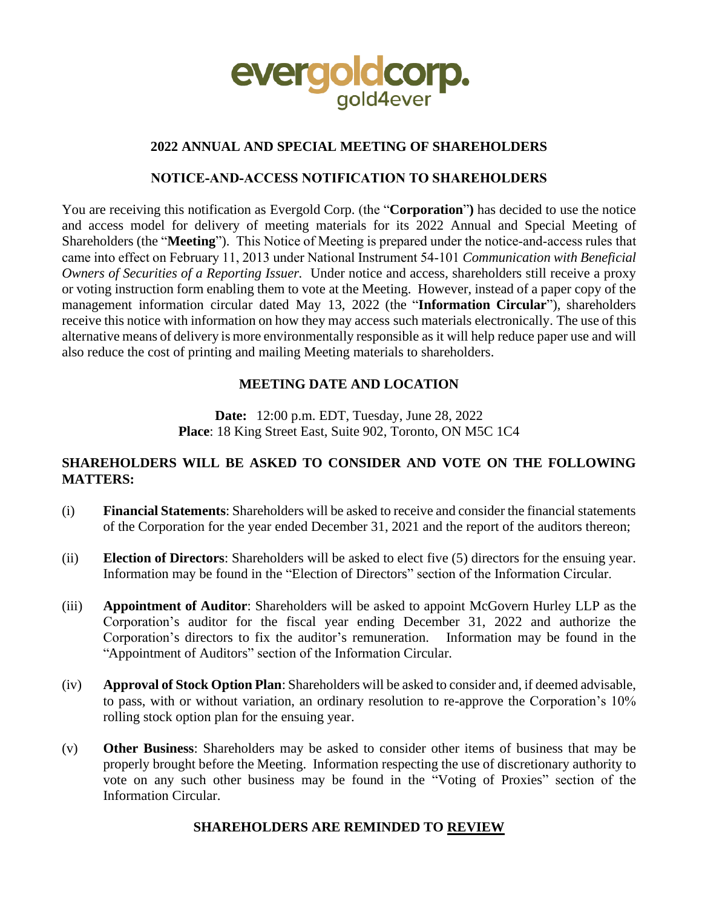evergoldcorp.
gold4ever

## 2022 ANNUAL AND SPECIAL MEETING OF SHAREHOLDERS

## NOTICE-AND-ACCESS NOTIFICATION TO SHAREHOLDERS

You are receiving this notification as Evergold Corp. (the "**Corporation**") has decided to use the notice and access model for delivery of meeting materials for its 2022 Annual and Special Meeting of Shareholders (the "**Meeting**"). This Notice of Meeting is prepared under the notice-and-access rules that came into effect on February 11, 2013 under National Instrument 54-101 *Communication with Beneficial Owners of Securities of a Reporting Issuer.* Under notice and access, shareholders still receive a proxy or voting instruction form enabling them to vote at the Meeting. However, instead of a paper copy of the management information circular dated May 13, 2022 (the "**Information Circular**"), shareholders receive this notice with information on how they may access such materials electronically. The use of this alternative means of delivery is more environmentally responsible as it will help reduce paper use and will also reduce the cost of printing and mailing Meeting materials to shareholders.

## MEETING DATE AND LOCATION

**Date:** 12:00 p.m. EDT, Tuesday, June 28, 2022
**Place**: 18 King Street East, Suite 902, Toronto, ON M5C 1C4

## SHAREHOLDERS WILL BE ASKED TO CONSIDER AND VOTE ON THE FOLLOWING MATTERS:

(i) **Financial Statements**: Shareholders will be asked to receive and consider the financial statements of the Corporation for the year ended December 31, 2021 and the report of the auditors thereon;

(ii) **Election of Directors**: Shareholders will be asked to elect five (5) directors for the ensuing year. Information may be found in the "Election of Directors" section of the Information Circular.

(iii) **Appointment of Auditor**: Shareholders will be asked to appoint McGovern Hurley LLP as the Corporation's auditor for the fiscal year ending December 31, 2022 and authorize the Corporation's directors to fix the auditor's remuneration. Information may be found in the "Appointment of Auditors" section of the Information Circular.

(iv) **Approval of Stock Option Plan**: Shareholders will be asked to consider and, if deemed advisable, to pass, with or without variation, an ordinary resolution to re-approve the Corporation's 10% rolling stock option plan for the ensuing year.

(v) **Other Business**: Shareholders may be asked to consider other items of business that may be properly brought before the Meeting. Information respecting the use of discretionary authority to vote on any such other business may be found in the "Voting of Proxies" section of the Information Circular.

## SHAREHOLDERS ARE REMINDED TO <u>REVIEW</u>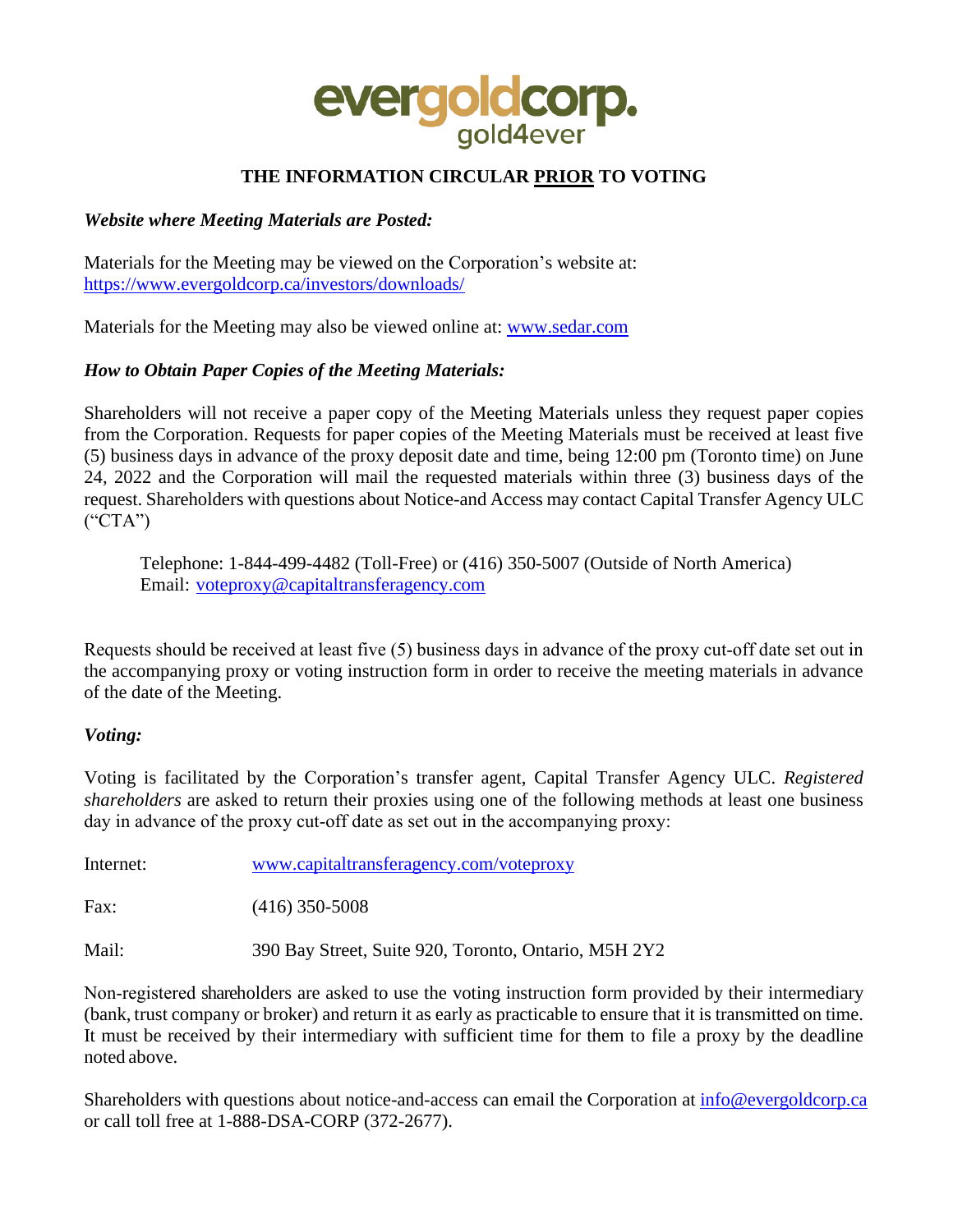evergoldcorp.
gold4ever

# THE INFORMATION CIRCULAR PRIOR TO VOTING

***Website where Meeting Materials are Posted:***

Materials for the Meeting may be viewed on the Corporation's website at:
https://www.evergoldcorp.ca/investors/downloads/

Materials for the Meeting may also be viewed online at: www.sedar.com

***How to Obtain Paper Copies of the Meeting Materials:***

Shareholders will not receive a paper copy of the Meeting Materials unless they request paper copies from the Corporation. Requests for paper copies of the Meeting Materials must be received at least five (5) business days in advance of the proxy deposit date and time, being 12:00 pm (Toronto time) on June 24, 2022 and the Corporation will mail the requested materials within three (3) business days of the request. Shareholders with questions about Notice-and Access may contact Capital Transfer Agency ULC ("CTA")

Telephone: 1-844-499-4482 (Toll-Free) or (416) 350-5007 (Outside of North America)
Email: voteproxy@capitaltransferagency.com

Requests should be received at least five (5) business days in advance of the proxy cut-off date set out in the accompanying proxy or voting instruction form in order to receive the meeting materials in advance of the date of the Meeting.

***Voting:***

Voting is facilitated by the Corporation's transfer agent, Capital Transfer Agency ULC. *Registered shareholders* are asked to return their proxies using one of the following methods at least one business day in advance of the proxy cut-off date as set out in the accompanying proxy:

| | |
|---|---|
| Internet: | www.capitaltransferagency.com/voteproxy |
| Fax: | (416) 350-5008 |
| Mail: | 390 Bay Street, Suite 920, Toronto, Ontario, M5H 2Y2 |

Non-registered shareholders are asked to use the voting instruction form provided by their intermediary (bank, trust company or broker) and return it as early as practicable to ensure that it is transmitted on time. It must be received by their intermediary with sufficient time for them to file a proxy by the deadline noted above.

Shareholders with questions about notice-and-access can email the Corporation at info@evergoldcorp.ca or call toll free at 1-888-DSA-CORP (372-2677).